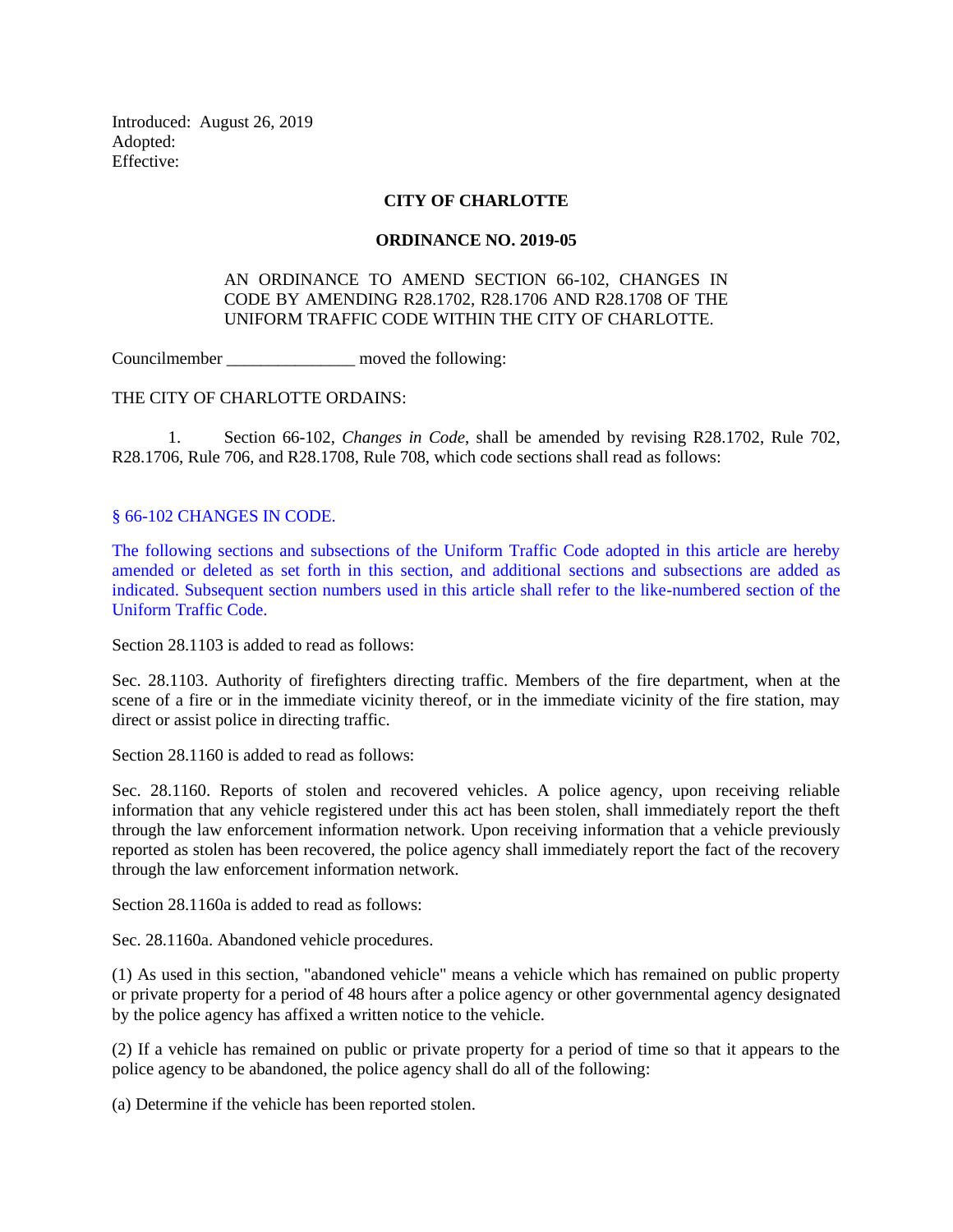Introduced: August 26, 2019
Adopted:
Effective:

**CITY OF CHARLOTTE**

**ORDINANCE NO. 2019-05**

AN ORDINANCE TO AMEND SECTION 66-102, CHANGES IN CODE BY AMENDING R28.1702, R28.1706 AND R28.1708 OF THE UNIFORM TRAFFIC CODE WITHIN THE CITY OF CHARLOTTE.

Councilmember _______________ moved the following:

THE CITY OF CHARLOTTE ORDAINS:

1. Section 66-102, *Changes in Code*, shall be amended by revising R28.1702, Rule 702, R28.1706, Rule 706, and R28.1708, Rule 708, which code sections shall read as follows:

§ 66-102 CHANGES IN CODE.

The following sections and subsections of the Uniform Traffic Code adopted in this article are hereby amended or deleted as set forth in this section, and additional sections and subsections are added as indicated. Subsequent section numbers used in this article shall refer to the like-numbered section of the Uniform Traffic Code.

Section 28.1103 is added to read as follows:

Sec. 28.1103. Authority of firefighters directing traffic. Members of the fire department, when at the scene of a fire or in the immediate vicinity thereof, or in the immediate vicinity of the fire station, may direct or assist police in directing traffic.

Section 28.1160 is added to read as follows:

Sec. 28.1160. Reports of stolen and recovered vehicles. A police agency, upon receiving reliable information that any vehicle registered under this act has been stolen, shall immediately report the theft through the law enforcement information network. Upon receiving information that a vehicle previously reported as stolen has been recovered, the police agency shall immediately report the fact of the recovery through the law enforcement information network.

Section 28.1160a is added to read as follows:

Sec. 28.1160a. Abandoned vehicle procedures.

(1) As used in this section, "abandoned vehicle" means a vehicle which has remained on public property or private property for a period of 48 hours after a police agency or other governmental agency designated by the police agency has affixed a written notice to the vehicle.

(2) If a vehicle has remained on public or private property for a period of time so that it appears to the police agency to be abandoned, the police agency shall do all of the following:

(a) Determine if the vehicle has been reported stolen.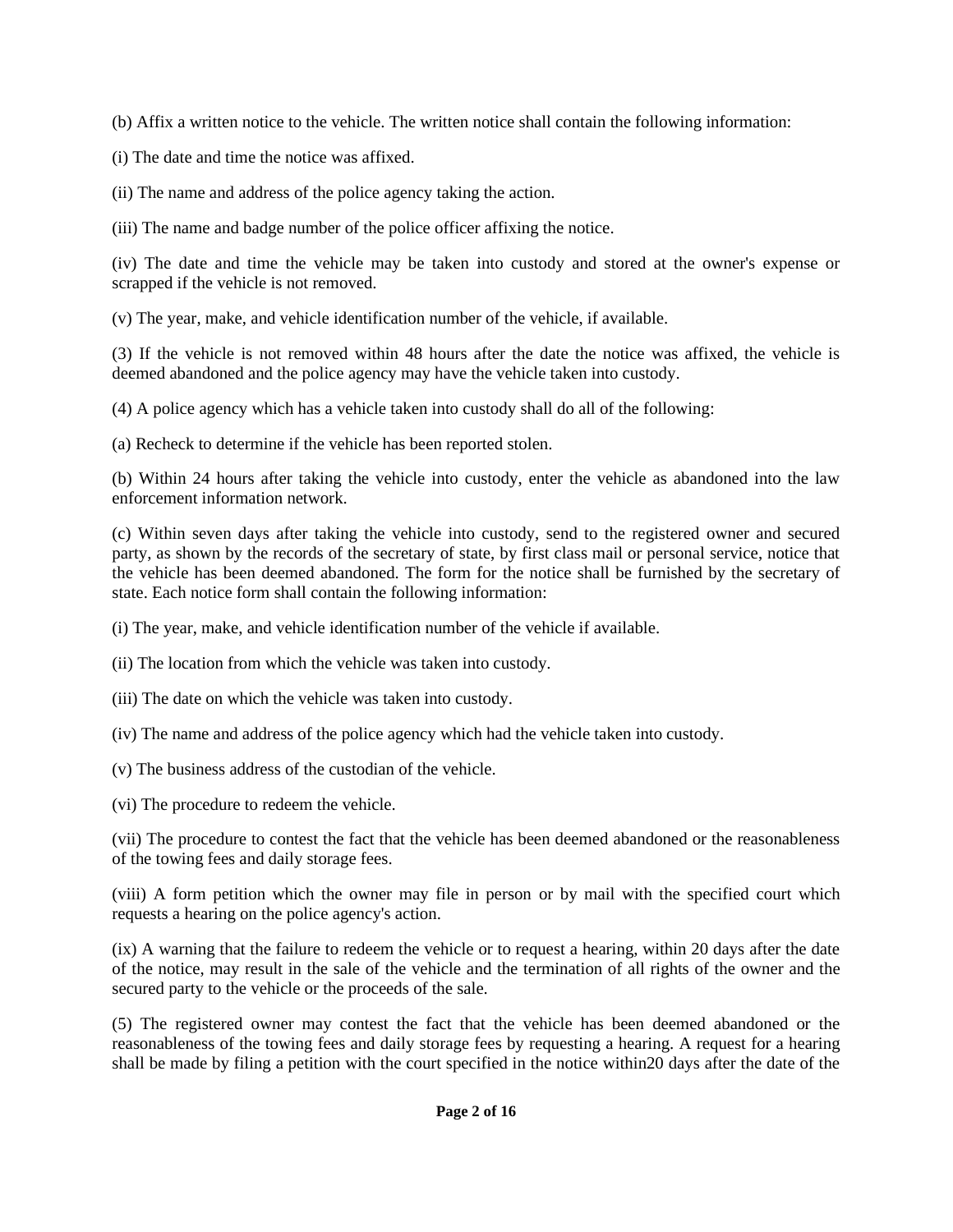(b) Affix a written notice to the vehicle. The written notice shall contain the following information:

(i) The date and time the notice was affixed.

(ii) The name and address of the police agency taking the action.

(iii) The name and badge number of the police officer affixing the notice.

(iv) The date and time the vehicle may be taken into custody and stored at the owner's expense or scrapped if the vehicle is not removed.

(v) The year, make, and vehicle identification number of the vehicle, if available.

(3) If the vehicle is not removed within 48 hours after the date the notice was affixed, the vehicle is deemed abandoned and the police agency may have the vehicle taken into custody.

(4) A police agency which has a vehicle taken into custody shall do all of the following:

(a) Recheck to determine if the vehicle has been reported stolen.

(b) Within 24 hours after taking the vehicle into custody, enter the vehicle as abandoned into the law enforcement information network.

(c) Within seven days after taking the vehicle into custody, send to the registered owner and secured party, as shown by the records of the secretary of state, by first class mail or personal service, notice that the vehicle has been deemed abandoned. The form for the notice shall be furnished by the secretary of state. Each notice form shall contain the following information:

(i) The year, make, and vehicle identification number of the vehicle if available.

(ii) The location from which the vehicle was taken into custody.

(iii) The date on which the vehicle was taken into custody.

(iv) The name and address of the police agency which had the vehicle taken into custody.

(v) The business address of the custodian of the vehicle.

(vi) The procedure to redeem the vehicle.

(vii) The procedure to contest the fact that the vehicle has been deemed abandoned or the reasonableness of the towing fees and daily storage fees.

(viii) A form petition which the owner may file in person or by mail with the specified court which requests a hearing on the police agency's action.

(ix) A warning that the failure to redeem the vehicle or to request a hearing, within 20 days after the date of the notice, may result in the sale of the vehicle and the termination of all rights of the owner and the secured party to the vehicle or the proceeds of the sale.

(5) The registered owner may contest the fact that the vehicle has been deemed abandoned or the reasonableness of the towing fees and daily storage fees by requesting a hearing. A request for a hearing shall be made by filing a petition with the court specified in the notice within20 days after the date of the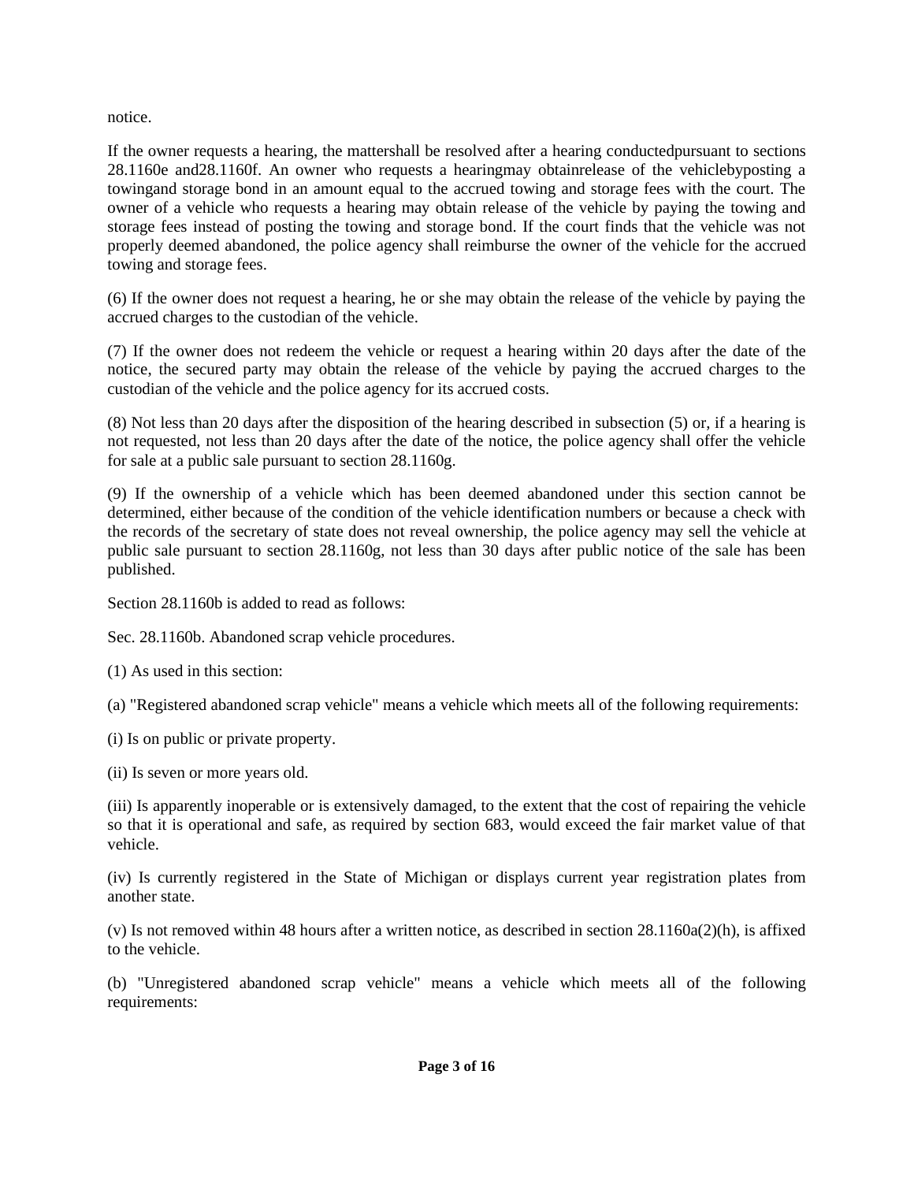notice.

If the owner requests a hearing, the mattershall be resolved after a hearing conductedpursuant to sections 28.1160e and28.1160f. An owner who requests a hearingmay obtainrelease of the vehiclebyposting a towingand storage bond in an amount equal to the accrued towing and storage fees with the court. The owner of a vehicle who requests a hearing may obtain release of the vehicle by paying the towing and storage fees instead of posting the towing and storage bond. If the court finds that the vehicle was not properly deemed abandoned, the police agency shall reimburse the owner of the vehicle for the accrued towing and storage fees.

(6) If the owner does not request a hearing, he or she may obtain the release of the vehicle by paying the accrued charges to the custodian of the vehicle.

(7) If the owner does not redeem the vehicle or request a hearing within 20 days after the date of the notice, the secured party may obtain the release of the vehicle by paying the accrued charges to the custodian of the vehicle and the police agency for its accrued costs.

(8) Not less than 20 days after the disposition of the hearing described in subsection (5) or, if a hearing is not requested, not less than 20 days after the date of the notice, the police agency shall offer the vehicle for sale at a public sale pursuant to section 28.1160g.

(9) If the ownership of a vehicle which has been deemed abandoned under this section cannot be determined, either because of the condition of the vehicle identification numbers or because a check with the records of the secretary of state does not reveal ownership, the police agency may sell the vehicle at public sale pursuant to section 28.1160g, not less than 30 days after public notice of the sale has been published.

Section 28.1160b is added to read as follows:

Sec. 28.1160b. Abandoned scrap vehicle procedures.

(1) As used in this section:

(a) "Registered abandoned scrap vehicle" means a vehicle which meets all of the following requirements:

(i) Is on public or private property.

(ii) Is seven or more years old.

(iii) Is apparently inoperable or is extensively damaged, to the extent that the cost of repairing the vehicle so that it is operational and safe, as required by section 683, would exceed the fair market value of that vehicle.

(iv) Is currently registered in the State of Michigan or displays current year registration plates from another state.

(v) Is not removed within 48 hours after a written notice, as described in section 28.1160a(2)(h), is affixed to the vehicle.

(b) "Unregistered abandoned scrap vehicle" means a vehicle which meets all of the following requirements: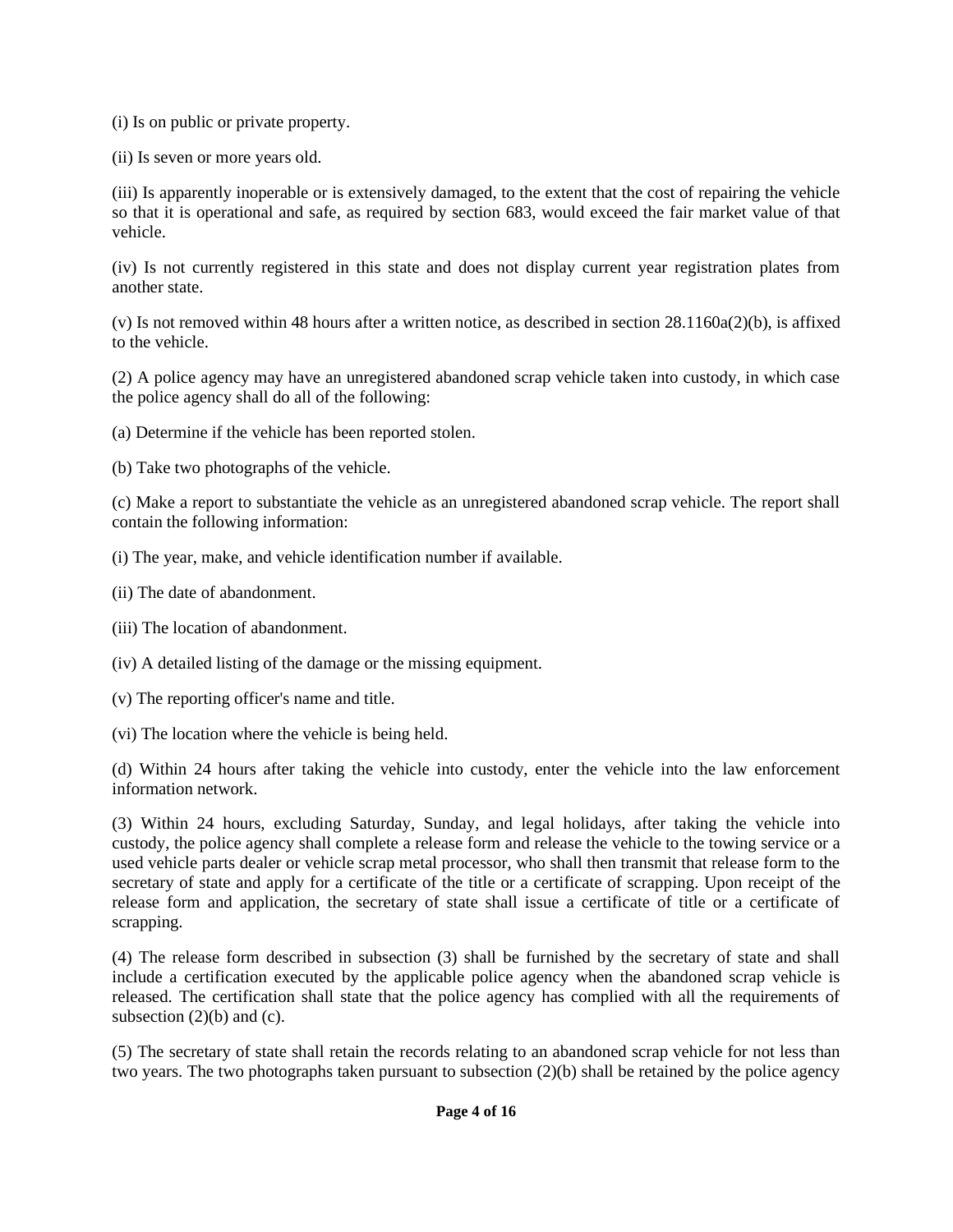(i) Is on public or private property.

(ii) Is seven or more years old.

(iii) Is apparently inoperable or is extensively damaged, to the extent that the cost of repairing the vehicle so that it is operational and safe, as required by section 683, would exceed the fair market value of that vehicle.

(iv) Is not currently registered in this state and does not display current year registration plates from another state.

(v) Is not removed within 48 hours after a written notice, as described in section 28.1160a(2)(b), is affixed to the vehicle.

(2) A police agency may have an unregistered abandoned scrap vehicle taken into custody, in which case the police agency shall do all of the following:

(a) Determine if the vehicle has been reported stolen.

(b) Take two photographs of the vehicle.

(c) Make a report to substantiate the vehicle as an unregistered abandoned scrap vehicle. The report shall contain the following information:

(i) The year, make, and vehicle identification number if available.

(ii) The date of abandonment.

(iii) The location of abandonment.

(iv) A detailed listing of the damage or the missing equipment.

(v) The reporting officer's name and title.

(vi) The location where the vehicle is being held.

(d) Within 24 hours after taking the vehicle into custody, enter the vehicle into the law enforcement information network.

(3) Within 24 hours, excluding Saturday, Sunday, and legal holidays, after taking the vehicle into custody, the police agency shall complete a release form and release the vehicle to the towing service or a used vehicle parts dealer or vehicle scrap metal processor, who shall then transmit that release form to the secretary of state and apply for a certificate of the title or a certificate of scrapping. Upon receipt of the release form and application, the secretary of state shall issue a certificate of title or a certificate of scrapping.

(4) The release form described in subsection (3) shall be furnished by the secretary of state and shall include a certification executed by the applicable police agency when the abandoned scrap vehicle is released. The certification shall state that the police agency has complied with all the requirements of subsection (2)(b) and (c).

(5) The secretary of state shall retain the records relating to an abandoned scrap vehicle for not less than two years. The two photographs taken pursuant to subsection (2)(b) shall be retained by the police agency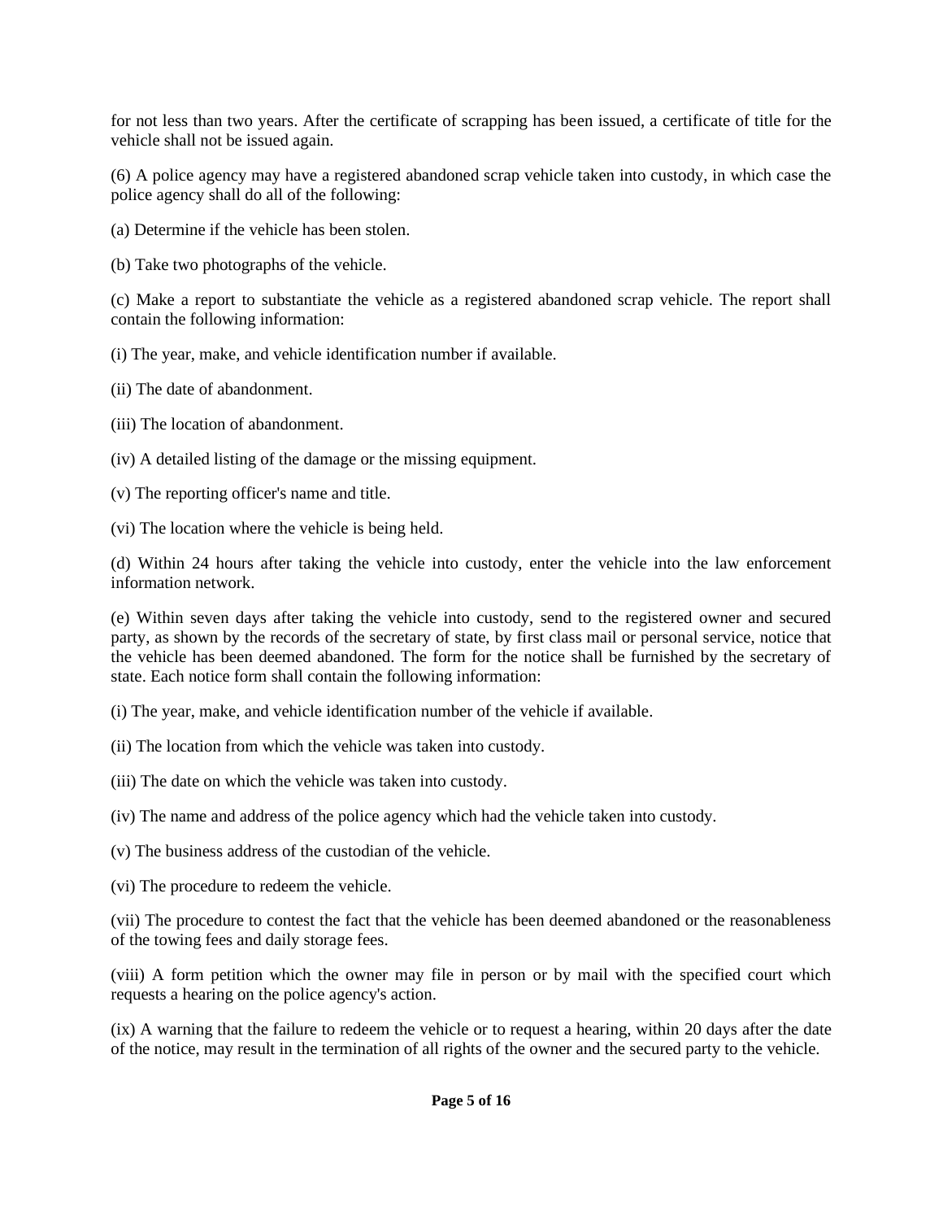for not less than two years. After the certificate of scrapping has been issued, a certificate of title for the vehicle shall not be issued again.

(6) A police agency may have a registered abandoned scrap vehicle taken into custody, in which case the police agency shall do all of the following:

(a) Determine if the vehicle has been stolen.

(b) Take two photographs of the vehicle.

(c) Make a report to substantiate the vehicle as a registered abandoned scrap vehicle. The report shall contain the following information:

(i) The year, make, and vehicle identification number if available.

(ii) The date of abandonment.

(iii) The location of abandonment.

(iv) A detailed listing of the damage or the missing equipment.

(v) The reporting officer's name and title.

(vi) The location where the vehicle is being held.

(d) Within 24 hours after taking the vehicle into custody, enter the vehicle into the law enforcement information network.

(e) Within seven days after taking the vehicle into custody, send to the registered owner and secured party, as shown by the records of the secretary of state, by first class mail or personal service, notice that the vehicle has been deemed abandoned. The form for the notice shall be furnished by the secretary of state. Each notice form shall contain the following information:

(i) The year, make, and vehicle identification number of the vehicle if available.

(ii) The location from which the vehicle was taken into custody.

(iii) The date on which the vehicle was taken into custody.

(iv) The name and address of the police agency which had the vehicle taken into custody.

(v) The business address of the custodian of the vehicle.

(vi) The procedure to redeem the vehicle.

(vii) The procedure to contest the fact that the vehicle has been deemed abandoned or the reasonableness of the towing fees and daily storage fees.

(viii) A form petition which the owner may file in person or by mail with the specified court which requests a hearing on the police agency's action.

(ix) A warning that the failure to redeem the vehicle or to request a hearing, within 20 days after the date of the notice, may result in the termination of all rights of the owner and the secured party to the vehicle.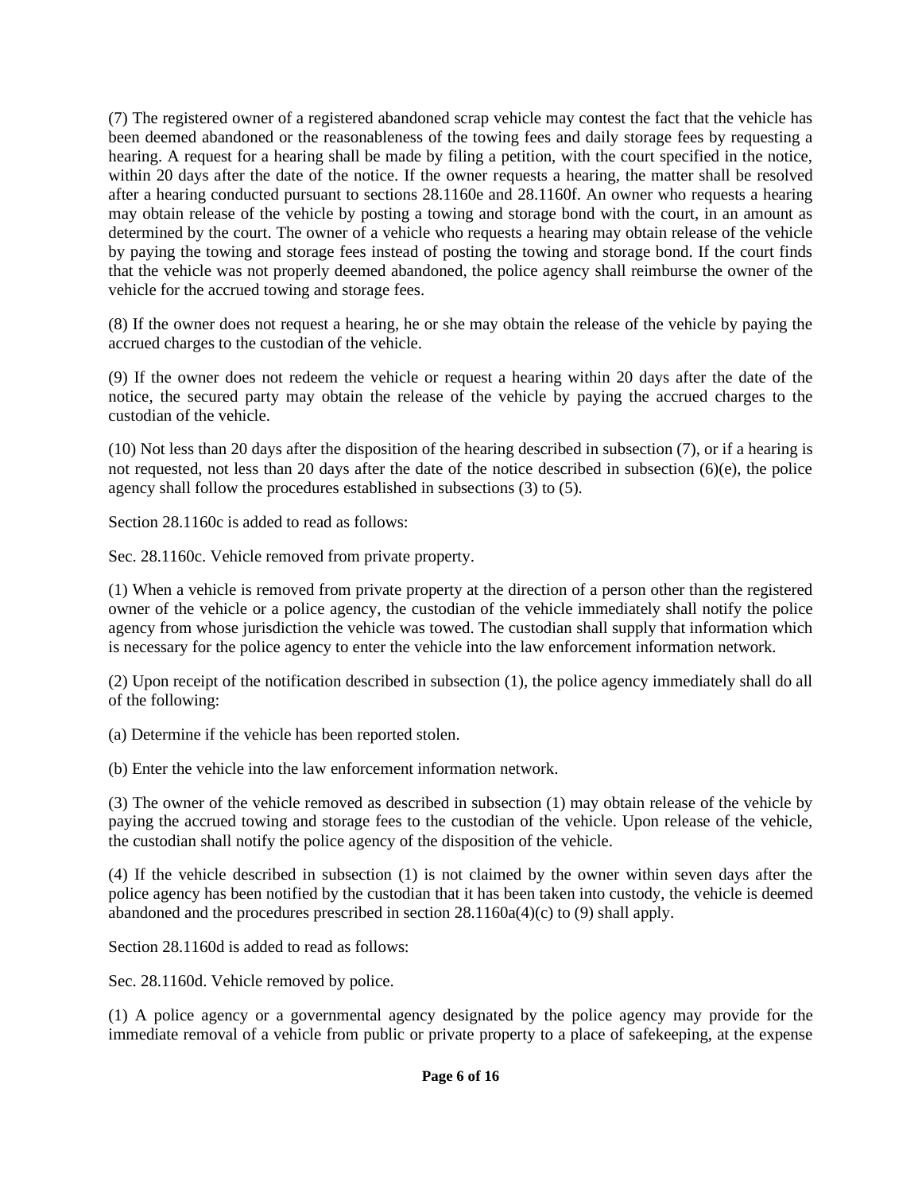(7) The registered owner of a registered abandoned scrap vehicle may contest the fact that the vehicle has been deemed abandoned or the reasonableness of the towing fees and daily storage fees by requesting a hearing. A request for a hearing shall be made by filing a petition, with the court specified in the notice, within 20 days after the date of the notice. If the owner requests a hearing, the matter shall be resolved after a hearing conducted pursuant to sections 28.1160e and 28.1160f. An owner who requests a hearing may obtain release of the vehicle by posting a towing and storage bond with the court, in an amount as determined by the court. The owner of a vehicle who requests a hearing may obtain release of the vehicle by paying the towing and storage fees instead of posting the towing and storage bond. If the court finds that the vehicle was not properly deemed abandoned, the police agency shall reimburse the owner of the vehicle for the accrued towing and storage fees.

(8) If the owner does not request a hearing, he or she may obtain the release of the vehicle by paying the accrued charges to the custodian of the vehicle.

(9) If the owner does not redeem the vehicle or request a hearing within 20 days after the date of the notice, the secured party may obtain the release of the vehicle by paying the accrued charges to the custodian of the vehicle.

(10) Not less than 20 days after the disposition of the hearing described in subsection (7), or if a hearing is not requested, not less than 20 days after the date of the notice described in subsection (6)(e), the police agency shall follow the procedures established in subsections (3) to (5).

Section 28.1160c is added to read as follows:

Sec. 28.1160c. Vehicle removed from private property.

(1) When a vehicle is removed from private property at the direction of a person other than the registered owner of the vehicle or a police agency, the custodian of the vehicle immediately shall notify the police agency from whose jurisdiction the vehicle was towed. The custodian shall supply that information which is necessary for the police agency to enter the vehicle into the law enforcement information network.

(2) Upon receipt of the notification described in subsection (1), the police agency immediately shall do all of the following:

(a) Determine if the vehicle has been reported stolen.

(b) Enter the vehicle into the law enforcement information network.

(3) The owner of the vehicle removed as described in subsection (1) may obtain release of the vehicle by paying the accrued towing and storage fees to the custodian of the vehicle. Upon release of the vehicle, the custodian shall notify the police agency of the disposition of the vehicle.

(4) If the vehicle described in subsection (1) is not claimed by the owner within seven days after the police agency has been notified by the custodian that it has been taken into custody, the vehicle is deemed abandoned and the procedures prescribed in section 28.1160a(4)(c) to (9) shall apply.

Section 28.1160d is added to read as follows:

Sec. 28.1160d. Vehicle removed by police.

(1) A police agency or a governmental agency designated by the police agency may provide for the immediate removal of a vehicle from public or private property to a place of safekeeping, at the expense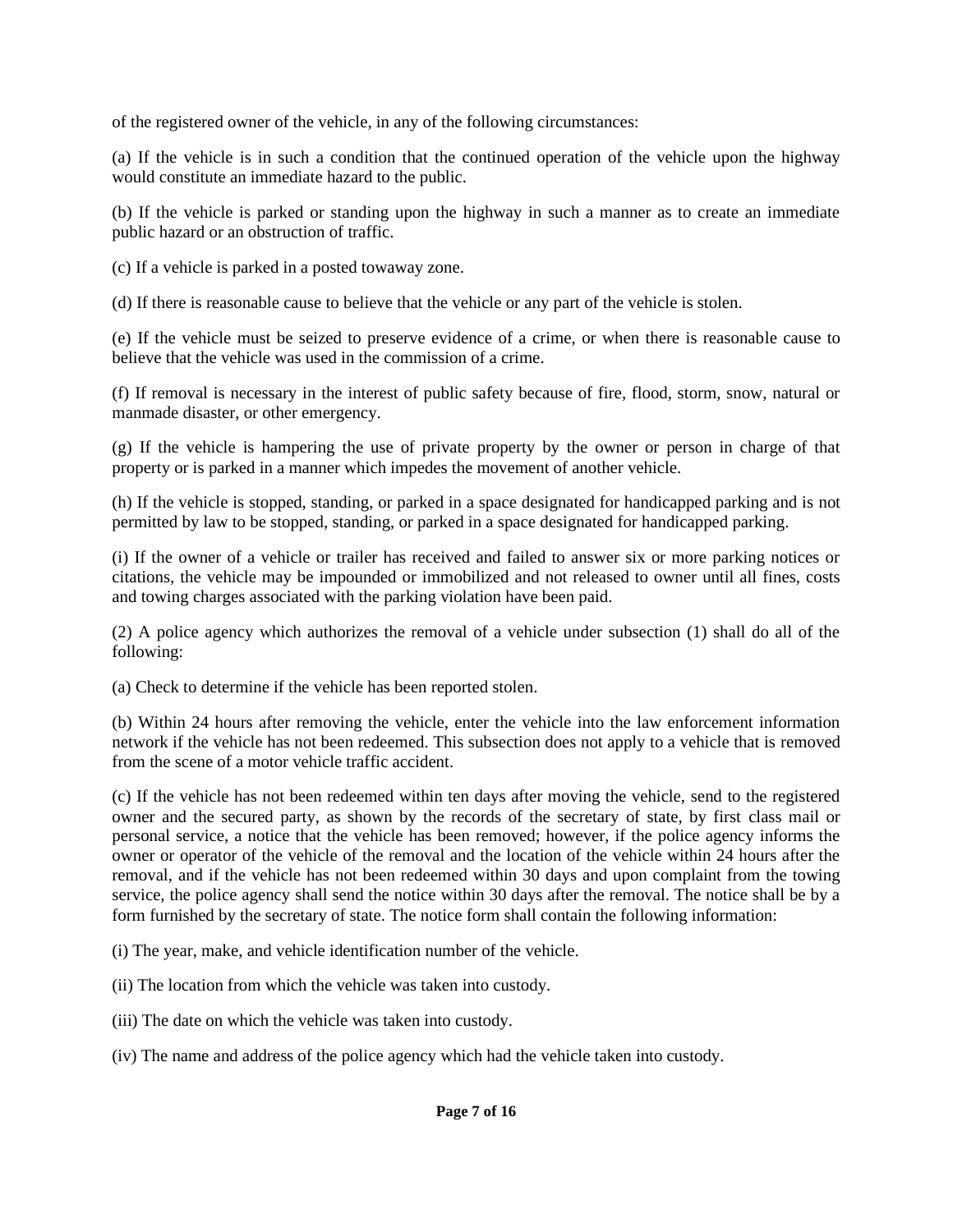of the registered owner of the vehicle, in any of the following circumstances:

(a) If the vehicle is in such a condition that the continued operation of the vehicle upon the highway would constitute an immediate hazard to the public.

(b) If the vehicle is parked or standing upon the highway in such a manner as to create an immediate public hazard or an obstruction of traffic.

(c) If a vehicle is parked in a posted towaway zone.

(d) If there is reasonable cause to believe that the vehicle or any part of the vehicle is stolen.

(e) If the vehicle must be seized to preserve evidence of a crime, or when there is reasonable cause to believe that the vehicle was used in the commission of a crime.

(f) If removal is necessary in the interest of public safety because of fire, flood, storm, snow, natural or manmade disaster, or other emergency.

(g) If the vehicle is hampering the use of private property by the owner or person in charge of that property or is parked in a manner which impedes the movement of another vehicle.

(h) If the vehicle is stopped, standing, or parked in a space designated for handicapped parking and is not permitted by law to be stopped, standing, or parked in a space designated for handicapped parking.

(i) If the owner of a vehicle or trailer has received and failed to answer six or more parking notices or citations, the vehicle may be impounded or immobilized and not released to owner until all fines, costs and towing charges associated with the parking violation have been paid.

(2) A police agency which authorizes the removal of a vehicle under subsection (1) shall do all of the following:

(a) Check to determine if the vehicle has been reported stolen.

(b) Within 24 hours after removing the vehicle, enter the vehicle into the law enforcement information network if the vehicle has not been redeemed. This subsection does not apply to a vehicle that is removed from the scene of a motor vehicle traffic accident.

(c) If the vehicle has not been redeemed within ten days after moving the vehicle, send to the registered owner and the secured party, as shown by the records of the secretary of state, by first class mail or personal service, a notice that the vehicle has been removed; however, if the police agency informs the owner or operator of the vehicle of the removal and the location of the vehicle within 24 hours after the removal, and if the vehicle has not been redeemed within 30 days and upon complaint from the towing service, the police agency shall send the notice within 30 days after the removal. The notice shall be by a form furnished by the secretary of state. The notice form shall contain the following information:

(i) The year, make, and vehicle identification number of the vehicle.

(ii) The location from which the vehicle was taken into custody.

(iii) The date on which the vehicle was taken into custody.

(iv) The name and address of the police agency which had the vehicle taken into custody.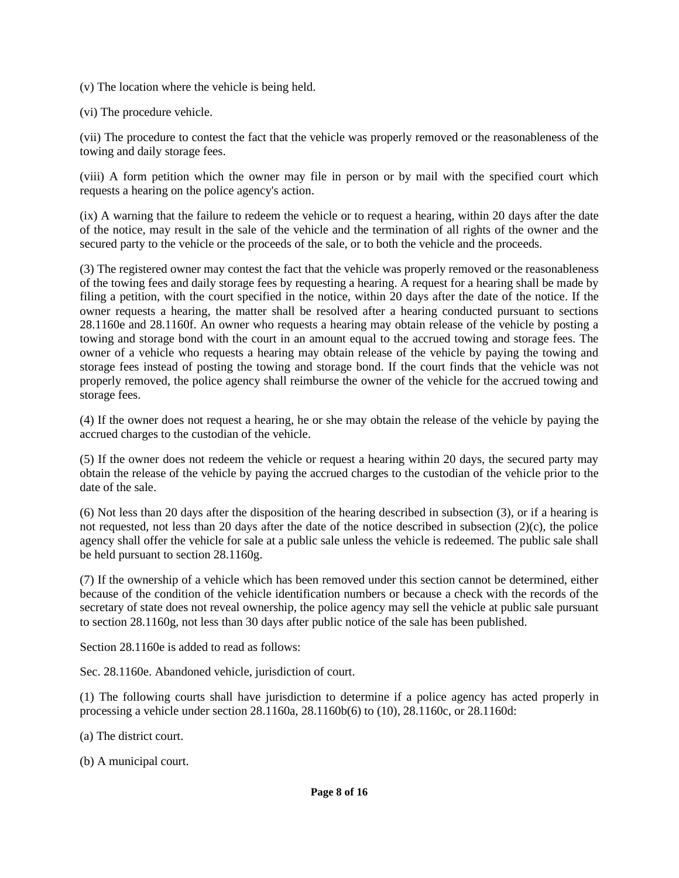(v) The location where the vehicle is being held.

(vi) The procedure vehicle.

(vii) The procedure to contest the fact that the vehicle was properly removed or the reasonableness of the towing and daily storage fees.

(viii) A form petition which the owner may file in person or by mail with the specified court which requests a hearing on the police agency's action.

(ix) A warning that the failure to redeem the vehicle or to request a hearing, within 20 days after the date of the notice, may result in the sale of the vehicle and the termination of all rights of the owner and the secured party to the vehicle or the proceeds of the sale, or to both the vehicle and the proceeds.

(3) The registered owner may contest the fact that the vehicle was properly removed or the reasonableness of the towing fees and daily storage fees by requesting a hearing. A request for a hearing shall be made by filing a petition, with the court specified in the notice, within 20 days after the date of the notice. If the owner requests a hearing, the matter shall be resolved after a hearing conducted pursuant to sections 28.1160e and 28.1160f. An owner who requests a hearing may obtain release of the vehicle by posting a towing and storage bond with the court in an amount equal to the accrued towing and storage fees. The owner of a vehicle who requests a hearing may obtain release of the vehicle by paying the towing and storage fees instead of posting the towing and storage bond. If the court finds that the vehicle was not properly removed, the police agency shall reimburse the owner of the vehicle for the accrued towing and storage fees.

(4) If the owner does not request a hearing, he or she may obtain the release of the vehicle by paying the accrued charges to the custodian of the vehicle.

(5) If the owner does not redeem the vehicle or request a hearing within 20 days, the secured party may obtain the release of the vehicle by paying the accrued charges to the custodian of the vehicle prior to the date of the sale.

(6) Not less than 20 days after the disposition of the hearing described in subsection (3), or if a hearing is not requested, not less than 20 days after the date of the notice described in subsection (2)(c), the police agency shall offer the vehicle for sale at a public sale unless the vehicle is redeemed. The public sale shall be held pursuant to section 28.1160g.

(7) If the ownership of a vehicle which has been removed under this section cannot be determined, either because of the condition of the vehicle identification numbers or because a check with the records of the secretary of state does not reveal ownership, the police agency may sell the vehicle at public sale pursuant to section 28.1160g, not less than 30 days after public notice of the sale has been published.

Section 28.1160e is added to read as follows:

Sec. 28.1160e. Abandoned vehicle, jurisdiction of court.

(1) The following courts shall have jurisdiction to determine if a police agency has acted properly in processing a vehicle under section 28.1160a, 28.1160b(6) to (10), 28.1160c, or 28.1160d:

(a) The district court.

(b) A municipal court.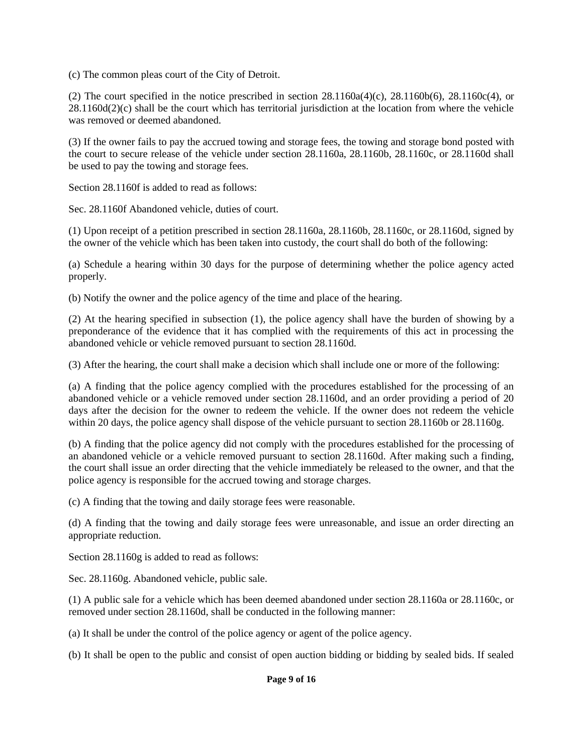(c) The common pleas court of the City of Detroit.

(2) The court specified in the notice prescribed in section 28.1160a(4)(c), 28.1160b(6), 28.1160c(4), or 28.1160d(2)(c) shall be the court which has territorial jurisdiction at the location from where the vehicle was removed or deemed abandoned.

(3) If the owner fails to pay the accrued towing and storage fees, the towing and storage bond posted with the court to secure release of the vehicle under section 28.1160a, 28.1160b, 28.1160c, or 28.1160d shall be used to pay the towing and storage fees.

Section 28.1160f is added to read as follows:

Sec. 28.1160f Abandoned vehicle, duties of court.

(1) Upon receipt of a petition prescribed in section 28.1160a, 28.1160b, 28.1160c, or 28.1160d, signed by the owner of the vehicle which has been taken into custody, the court shall do both of the following:

(a) Schedule a hearing within 30 days for the purpose of determining whether the police agency acted properly.

(b) Notify the owner and the police agency of the time and place of the hearing.

(2) At the hearing specified in subsection (1), the police agency shall have the burden of showing by a preponderance of the evidence that it has complied with the requirements of this act in processing the abandoned vehicle or vehicle removed pursuant to section 28.1160d.

(3) After the hearing, the court shall make a decision which shall include one or more of the following:

(a) A finding that the police agency complied with the procedures established for the processing of an abandoned vehicle or a vehicle removed under section 28.1160d, and an order providing a period of 20 days after the decision for the owner to redeem the vehicle. If the owner does not redeem the vehicle within 20 days, the police agency shall dispose of the vehicle pursuant to section 28.1160b or 28.1160g.

(b) A finding that the police agency did not comply with the procedures established for the processing of an abandoned vehicle or a vehicle removed pursuant to section 28.1160d. After making such a finding, the court shall issue an order directing that the vehicle immediately be released to the owner, and that the police agency is responsible for the accrued towing and storage charges.

(c) A finding that the towing and daily storage fees were reasonable.

(d) A finding that the towing and daily storage fees were unreasonable, and issue an order directing an appropriate reduction.

Section 28.1160g is added to read as follows:

Sec. 28.1160g. Abandoned vehicle, public sale.

(1) A public sale for a vehicle which has been deemed abandoned under section 28.1160a or 28.1160c, or removed under section 28.1160d, shall be conducted in the following manner:

(a) It shall be under the control of the police agency or agent of the police agency.

(b) It shall be open to the public and consist of open auction bidding or bidding by sealed bids. If sealed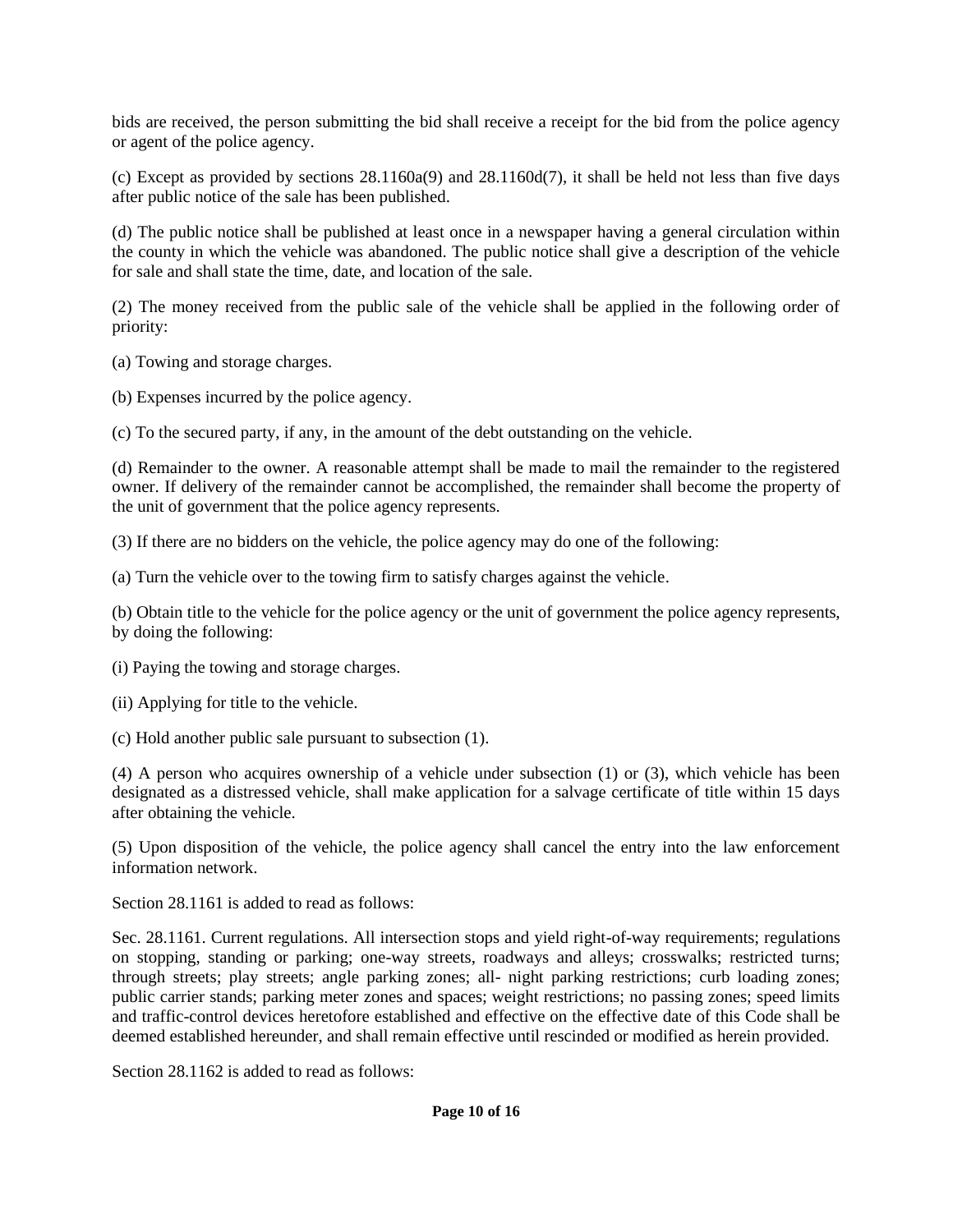bids are received, the person submitting the bid shall receive a receipt for the bid from the police agency or agent of the police agency.

(c) Except as provided by sections 28.1160a(9) and 28.1160d(7), it shall be held not less than five days after public notice of the sale has been published.

(d) The public notice shall be published at least once in a newspaper having a general circulation within the county in which the vehicle was abandoned. The public notice shall give a description of the vehicle for sale and shall state the time, date, and location of the sale.

(2) The money received from the public sale of the vehicle shall be applied in the following order of priority:

(a) Towing and storage charges.

(b) Expenses incurred by the police agency.

(c) To the secured party, if any, in the amount of the debt outstanding on the vehicle.

(d) Remainder to the owner. A reasonable attempt shall be made to mail the remainder to the registered owner. If delivery of the remainder cannot be accomplished, the remainder shall become the property of the unit of government that the police agency represents.

(3) If there are no bidders on the vehicle, the police agency may do one of the following:

(a) Turn the vehicle over to the towing firm to satisfy charges against the vehicle.

(b) Obtain title to the vehicle for the police agency or the unit of government the police agency represents, by doing the following:

(i) Paying the towing and storage charges.

(ii) Applying for title to the vehicle.

(c) Hold another public sale pursuant to subsection (1).

(4) A person who acquires ownership of a vehicle under subsection (1) or (3), which vehicle has been designated as a distressed vehicle, shall make application for a salvage certificate of title within 15 days after obtaining the vehicle.

(5) Upon disposition of the vehicle, the police agency shall cancel the entry into the law enforcement information network.

Section 28.1161 is added to read as follows:

Sec. 28.1161. Current regulations. All intersection stops and yield right-of-way requirements; regulations on stopping, standing or parking; one-way streets, roadways and alleys; crosswalks; restricted turns; through streets; play streets; angle parking zones; all- night parking restrictions; curb loading zones; public carrier stands; parking meter zones and spaces; weight restrictions; no passing zones; speed limits and traffic-control devices heretofore established and effective on the effective date of this Code shall be deemed established hereunder, and shall remain effective until rescinded or modified as herein provided.

Section 28.1162 is added to read as follows: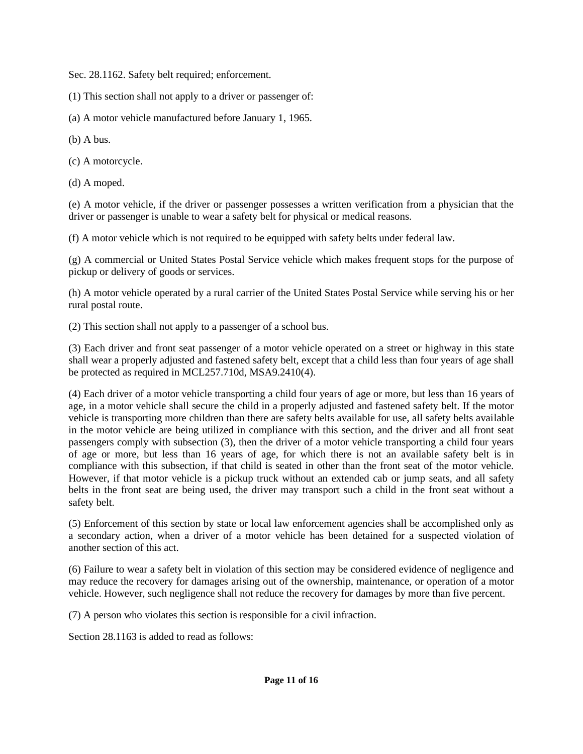Sec. 28.1162. Safety belt required; enforcement.

(1) This section shall not apply to a driver or passenger of:

(a) A motor vehicle manufactured before January 1, 1965.

(b) A bus.

(c) A motorcycle.

(d) A moped.

(e) A motor vehicle, if the driver or passenger possesses a written verification from a physician that the driver or passenger is unable to wear a safety belt for physical or medical reasons.

(f) A motor vehicle which is not required to be equipped with safety belts under federal law.

(g) A commercial or United States Postal Service vehicle which makes frequent stops for the purpose of pickup or delivery of goods or services.

(h) A motor vehicle operated by a rural carrier of the United States Postal Service while serving his or her rural postal route.

(2) This section shall not apply to a passenger of a school bus.

(3) Each driver and front seat passenger of a motor vehicle operated on a street or highway in this state shall wear a properly adjusted and fastened safety belt, except that a child less than four years of age shall be protected as required in MCL257.710d, MSA9.2410(4).

(4) Each driver of a motor vehicle transporting a child four years of age or more, but less than 16 years of age, in a motor vehicle shall secure the child in a properly adjusted and fastened safety belt. If the motor vehicle is transporting more children than there are safety belts available for use, all safety belts available in the motor vehicle are being utilized in compliance with this section, and the driver and all front seat passengers comply with subsection (3), then the driver of a motor vehicle transporting a child four years of age or more, but less than 16 years of age, for which there is not an available safety belt is in compliance with this subsection, if that child is seated in other than the front seat of the motor vehicle. However, if that motor vehicle is a pickup truck without an extended cab or jump seats, and all safety belts in the front seat are being used, the driver may transport such a child in the front seat without a safety belt.

(5) Enforcement of this section by state or local law enforcement agencies shall be accomplished only as a secondary action, when a driver of a motor vehicle has been detained for a suspected violation of another section of this act.

(6) Failure to wear a safety belt in violation of this section may be considered evidence of negligence and may reduce the recovery for damages arising out of the ownership, maintenance, or operation of a motor vehicle. However, such negligence shall not reduce the recovery for damages by more than five percent.

(7) A person who violates this section is responsible for a civil infraction.

Section 28.1163 is added to read as follows: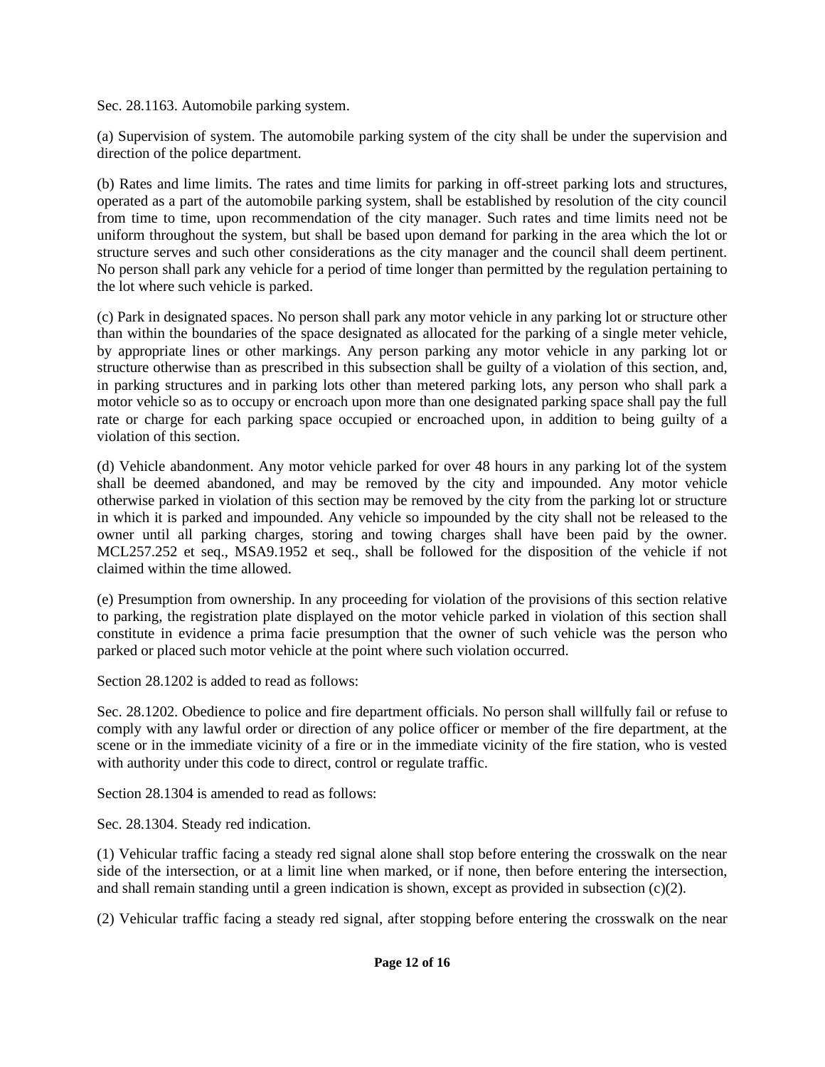Sec. 28.1163. Automobile parking system.

(a) Supervision of system. The automobile parking system of the city shall be under the supervision and direction of the police department.

(b) Rates and lime limits. The rates and time limits for parking in off-street parking lots and structures, operated as a part of the automobile parking system, shall be established by resolution of the city council from time to time, upon recommendation of the city manager. Such rates and time limits need not be uniform throughout the system, but shall be based upon demand for parking in the area which the lot or structure serves and such other considerations as the city manager and the council shall deem pertinent. No person shall park any vehicle for a period of time longer than permitted by the regulation pertaining to the lot where such vehicle is parked.

(c) Park in designated spaces. No person shall park any motor vehicle in any parking lot or structure other than within the boundaries of the space designated as allocated for the parking of a single meter vehicle, by appropriate lines or other markings. Any person parking any motor vehicle in any parking lot or structure otherwise than as prescribed in this subsection shall be guilty of a violation of this section, and, in parking structures and in parking lots other than metered parking lots, any person who shall park a motor vehicle so as to occupy or encroach upon more than one designated parking space shall pay the full rate or charge for each parking space occupied or encroached upon, in addition to being guilty of a violation of this section.

(d) Vehicle abandonment. Any motor vehicle parked for over 48 hours in any parking lot of the system shall be deemed abandoned, and may be removed by the city and impounded. Any motor vehicle otherwise parked in violation of this section may be removed by the city from the parking lot or structure in which it is parked and impounded. Any vehicle so impounded by the city shall not be released to the owner until all parking charges, storing and towing charges shall have been paid by the owner. MCL257.252 et seq., MSA9.1952 et seq., shall be followed for the disposition of the vehicle if not claimed within the time allowed.

(e) Presumption from ownership. In any proceeding for violation of the provisions of this section relative to parking, the registration plate displayed on the motor vehicle parked in violation of this section shall constitute in evidence a prima facie presumption that the owner of such vehicle was the person who parked or placed such motor vehicle at the point where such violation occurred.

Section 28.1202 is added to read as follows:

Sec. 28.1202. Obedience to police and fire department officials. No person shall willfully fail or refuse to comply with any lawful order or direction of any police officer or member of the fire department, at the scene or in the immediate vicinity of a fire or in the immediate vicinity of the fire station, who is vested with authority under this code to direct, control or regulate traffic.

Section 28.1304 is amended to read as follows:

Sec. 28.1304. Steady red indication.

(1) Vehicular traffic facing a steady red signal alone shall stop before entering the crosswalk on the near side of the intersection, or at a limit line when marked, or if none, then before entering the intersection, and shall remain standing until a green indication is shown, except as provided in subsection (c)(2).

(2) Vehicular traffic facing a steady red signal, after stopping before entering the crosswalk on the near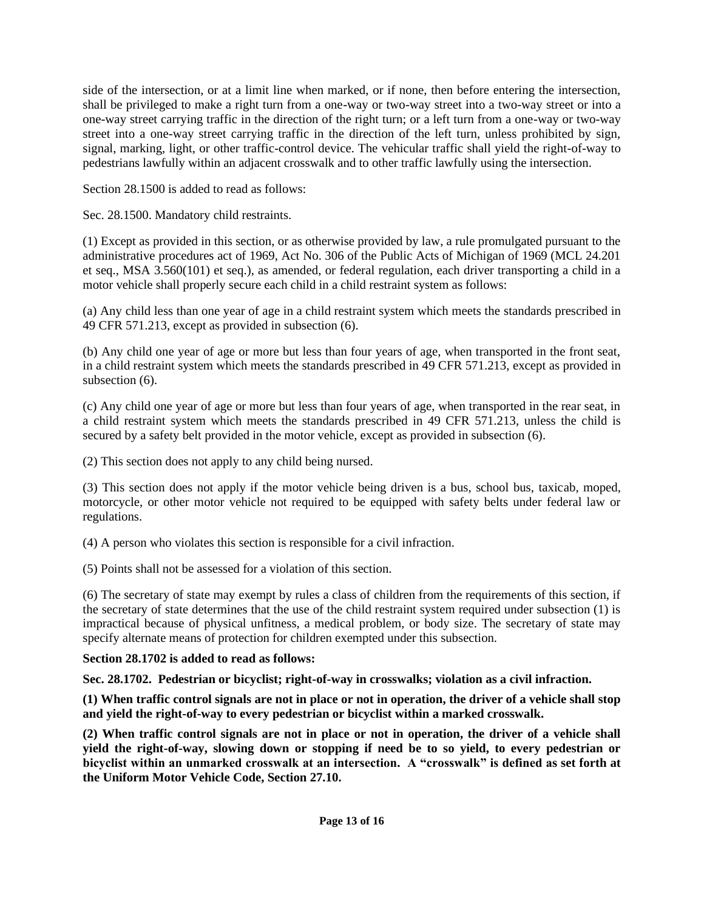side of the intersection, or at a limit line when marked, or if none, then before entering the intersection, shall be privileged to make a right turn from a one-way or two-way street into a two-way street or into a one-way street carrying traffic in the direction of the right turn; or a left turn from a one-way or two-way street into a one-way street carrying traffic in the direction of the left turn, unless prohibited by sign, signal, marking, light, or other traffic-control device. The vehicular traffic shall yield the right-of-way to pedestrians lawfully within an adjacent crosswalk and to other traffic lawfully using the intersection.

Section 28.1500 is added to read as follows:

Sec. 28.1500. Mandatory child restraints.

(1) Except as provided in this section, or as otherwise provided by law, a rule promulgated pursuant to the administrative procedures act of 1969, Act No. 306 of the Public Acts of Michigan of 1969 (MCL 24.201 et seq., MSA 3.560(101) et seq.), as amended, or federal regulation, each driver transporting a child in a motor vehicle shall properly secure each child in a child restraint system as follows:

(a) Any child less than one year of age in a child restraint system which meets the standards prescribed in 49 CFR 571.213, except as provided in subsection (6).

(b) Any child one year of age or more but less than four years of age, when transported in the front seat, in a child restraint system which meets the standards prescribed in 49 CFR 571.213, except as provided in subsection (6).

(c) Any child one year of age or more but less than four years of age, when transported in the rear seat, in a child restraint system which meets the standards prescribed in 49 CFR 571.213, unless the child is secured by a safety belt provided in the motor vehicle, except as provided in subsection (6).

(2) This section does not apply to any child being nursed.

(3) This section does not apply if the motor vehicle being driven is a bus, school bus, taxicab, moped, motorcycle, or other motor vehicle not required to be equipped with safety belts under federal law or regulations.

(4) A person who violates this section is responsible for a civil infraction.

(5) Points shall not be assessed for a violation of this section.

(6) The secretary of state may exempt by rules a class of children from the requirements of this section, if the secretary of state determines that the use of the child restraint system required under subsection (1) is impractical because of physical unfitness, a medical problem, or body size. The secretary of state may specify alternate means of protection for children exempted under this subsection.

**Section 28.1702 is added to read as follows:**

**Sec. 28.1702. Pedestrian or bicyclist; right-of-way in crosswalks; violation as a civil infraction.**

**(1) When traffic control signals are not in place or not in operation, the driver of a vehicle shall stop and yield the right-of-way to every pedestrian or bicyclist within a marked crosswalk.**

**(2) When traffic control signals are not in place or not in operation, the driver of a vehicle shall yield the right-of-way, slowing down or stopping if need be to so yield, to every pedestrian or bicyclist within an unmarked crosswalk at an intersection. A "crosswalk" is defined as set forth at the Uniform Motor Vehicle Code, Section 27.10.**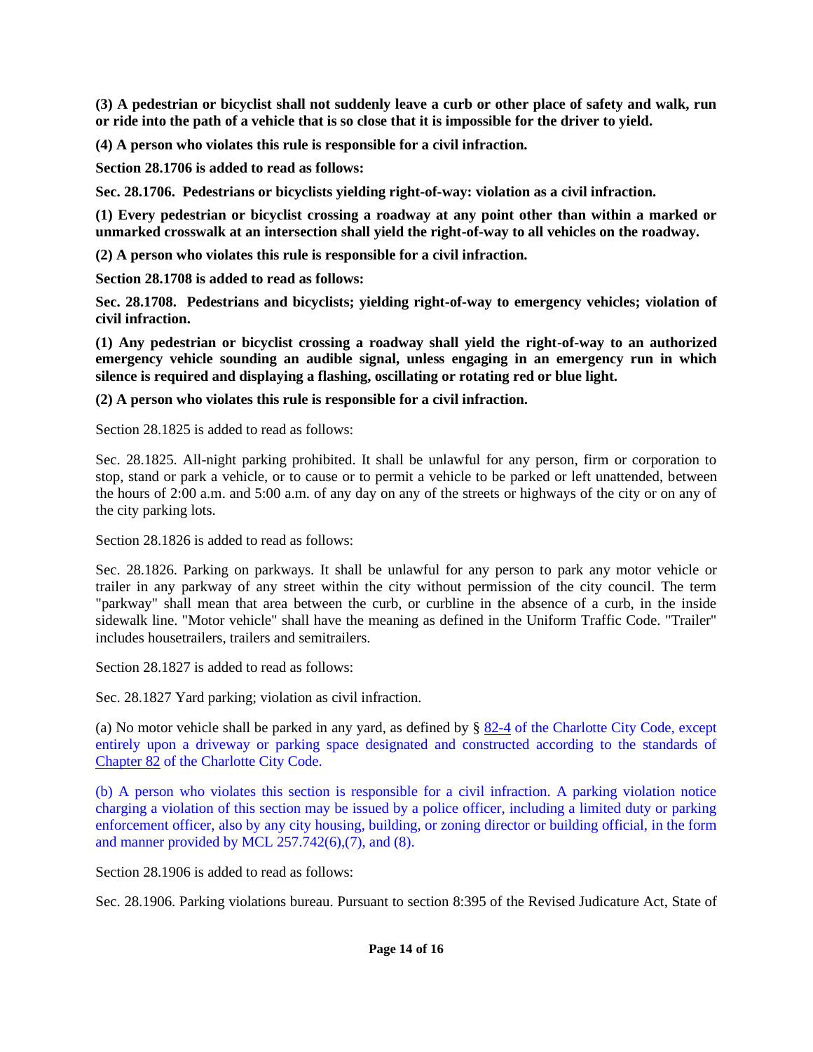**(3) A pedestrian or bicyclist shall not suddenly leave a curb or other place of safety and walk, run or ride into the path of a vehicle that is so close that it is impossible for the driver to yield.**

**(4) A person who violates this rule is responsible for a civil infraction.**

**Section 28.1706 is added to read as follows:**

**Sec. 28.1706. Pedestrians or bicyclists yielding right-of-way: violation as a civil infraction.**

**(1) Every pedestrian or bicyclist crossing a roadway at any point other than within a marked or unmarked crosswalk at an intersection shall yield the right-of-way to all vehicles on the roadway.**

**(2) A person who violates this rule is responsible for a civil infraction.**

**Section 28.1708 is added to read as follows:**

**Sec. 28.1708. Pedestrians and bicyclists; yielding right-of-way to emergency vehicles; violation of civil infraction.**

**(1) Any pedestrian or bicyclist crossing a roadway shall yield the right-of-way to an authorized emergency vehicle sounding an audible signal, unless engaging in an emergency run in which silence is required and displaying a flashing, oscillating or rotating red or blue light.**

**(2) A person who violates this rule is responsible for a civil infraction.**

Section 28.1825 is added to read as follows:

Sec. 28.1825. All-night parking prohibited. It shall be unlawful for any person, firm or corporation to stop, stand or park a vehicle, or to cause or to permit a vehicle to be parked or left unattended, between the hours of 2:00 a.m. and 5:00 a.m. of any day on any of the streets or highways of the city or on any of the city parking lots.

Section 28.1826 is added to read as follows:

Sec. 28.1826. Parking on parkways. It shall be unlawful for any person to park any motor vehicle or trailer in any parkway of any street within the city without permission of the city council. The term "parkway" shall mean that area between the curb, or curbline in the absence of a curb, in the inside sidewalk line. "Motor vehicle" shall have the meaning as defined in the Uniform Traffic Code. "Trailer" includes housetrailers, trailers and semitrailers.

Section 28.1827 is added to read as follows:

Sec. 28.1827 Yard parking; violation as civil infraction.

(a) No motor vehicle shall be parked in any yard, as defined by § 82-4 of the Charlotte City Code, except entirely upon a driveway or parking space designated and constructed according to the standards of Chapter 82 of the Charlotte City Code.

(b) A person who violates this section is responsible for a civil infraction. A parking violation notice charging a violation of this section may be issued by a police officer, including a limited duty or parking enforcement officer, also by any city housing, building, or zoning director or building official, in the form and manner provided by MCL 257.742(6),(7), and (8).

Section 28.1906 is added to read as follows:

Sec. 28.1906. Parking violations bureau. Pursuant to section 8:395 of the Revised Judicature Act, State of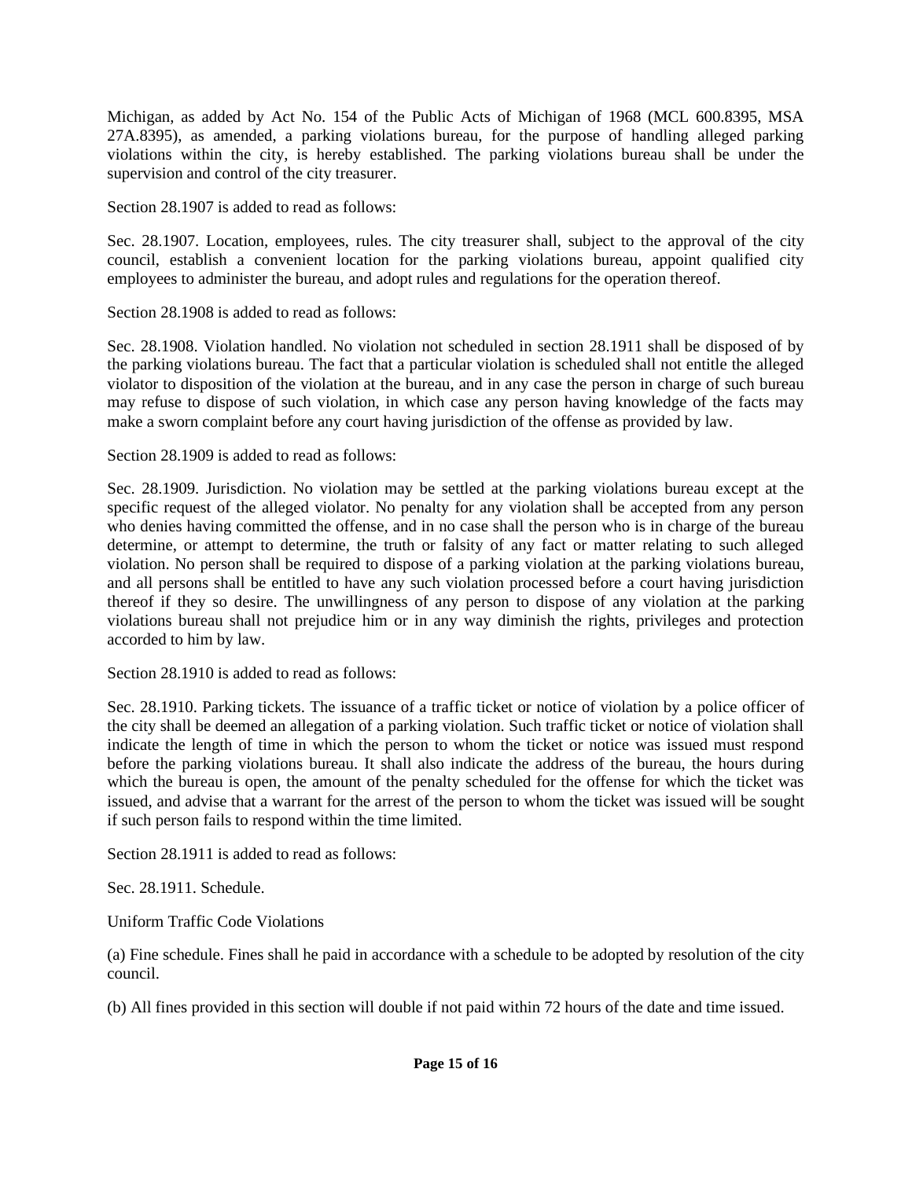Michigan, as added by Act No. 154 of the Public Acts of Michigan of 1968 (MCL 600.8395, MSA 27A.8395), as amended, a parking violations bureau, for the purpose of handling alleged parking violations within the city, is hereby established. The parking violations bureau shall be under the supervision and control of the city treasurer.

Section 28.1907 is added to read as follows:

Sec. 28.1907. Location, employees, rules. The city treasurer shall, subject to the approval of the city council, establish a convenient location for the parking violations bureau, appoint qualified city employees to administer the bureau, and adopt rules and regulations for the operation thereof.

Section 28.1908 is added to read as follows:

Sec. 28.1908. Violation handled. No violation not scheduled in section 28.1911 shall be disposed of by the parking violations bureau. The fact that a particular violation is scheduled shall not entitle the alleged violator to disposition of the violation at the bureau, and in any case the person in charge of such bureau may refuse to dispose of such violation, in which case any person having knowledge of the facts may make a sworn complaint before any court having jurisdiction of the offense as provided by law.

Section 28.1909 is added to read as follows:

Sec. 28.1909. Jurisdiction. No violation may be settled at the parking violations bureau except at the specific request of the alleged violator. No penalty for any violation shall be accepted from any person who denies having committed the offense, and in no case shall the person who is in charge of the bureau determine, or attempt to determine, the truth or falsity of any fact or matter relating to such alleged violation. No person shall be required to dispose of a parking violation at the parking violations bureau, and all persons shall be entitled to have any such violation processed before a court having jurisdiction thereof if they so desire. The unwillingness of any person to dispose of any violation at the parking violations bureau shall not prejudice him or in any way diminish the rights, privileges and protection accorded to him by law.

Section 28.1910 is added to read as follows:

Sec. 28.1910. Parking tickets. The issuance of a traffic ticket or notice of violation by a police officer of the city shall be deemed an allegation of a parking violation. Such traffic ticket or notice of violation shall indicate the length of time in which the person to whom the ticket or notice was issued must respond before the parking violations bureau. It shall also indicate the address of the bureau, the hours during which the bureau is open, the amount of the penalty scheduled for the offense for which the ticket was issued, and advise that a warrant for the arrest of the person to whom the ticket was issued will be sought if such person fails to respond within the time limited.

Section 28.1911 is added to read as follows:

Sec. 28.1911. Schedule.

Uniform Traffic Code Violations

(a) Fine schedule. Fines shall he paid in accordance with a schedule to be adopted by resolution of the city council.

(b) All fines provided in this section will double if not paid within 72 hours of the date and time issued.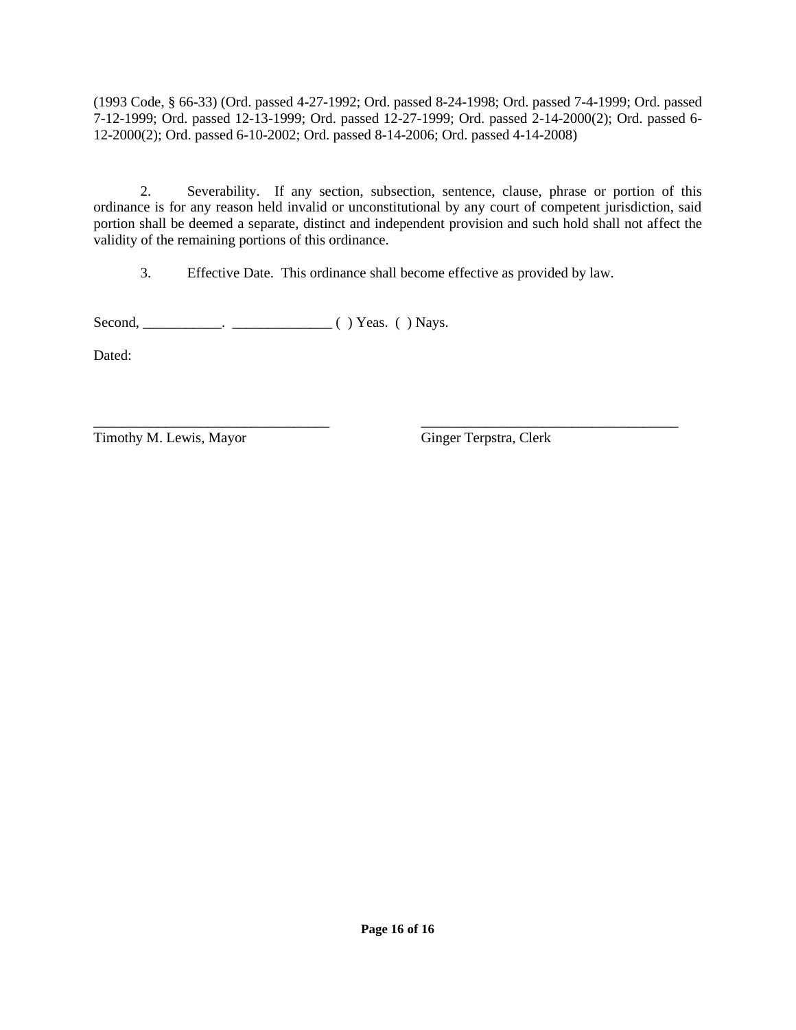(1993 Code, § 66-33) (Ord. passed 4-27-1992; Ord. passed 8-24-1998; Ord. passed 7-4-1999; Ord. passed 7-12-1999; Ord. passed 12-13-1999; Ord. passed 12-27-1999; Ord. passed 2-14-2000(2); Ord. passed 6-12-2000(2); Ord. passed 6-10-2002; Ord. passed 8-14-2006; Ord. passed 4-14-2008)

2. Severability. If any section, subsection, sentence, clause, phrase or portion of this ordinance is for any reason held invalid or unconstitutional by any court of competent jurisdiction, said portion shall be deemed a separate, distinct and independent provision and such hold shall not affect the validity of the remaining portions of this ordinance.

3. Effective Date. This ordinance shall become effective as provided by law.

Second, ___________. ______________ ( ) Yeas. ( ) Nays.

Dated:

__________________________________ &nbsp;&nbsp;&nbsp;&nbsp; _____________________________________

Timothy M. Lewis, Mayor &nbsp;&nbsp;&nbsp;&nbsp; Ginger Terpstra, Clerk